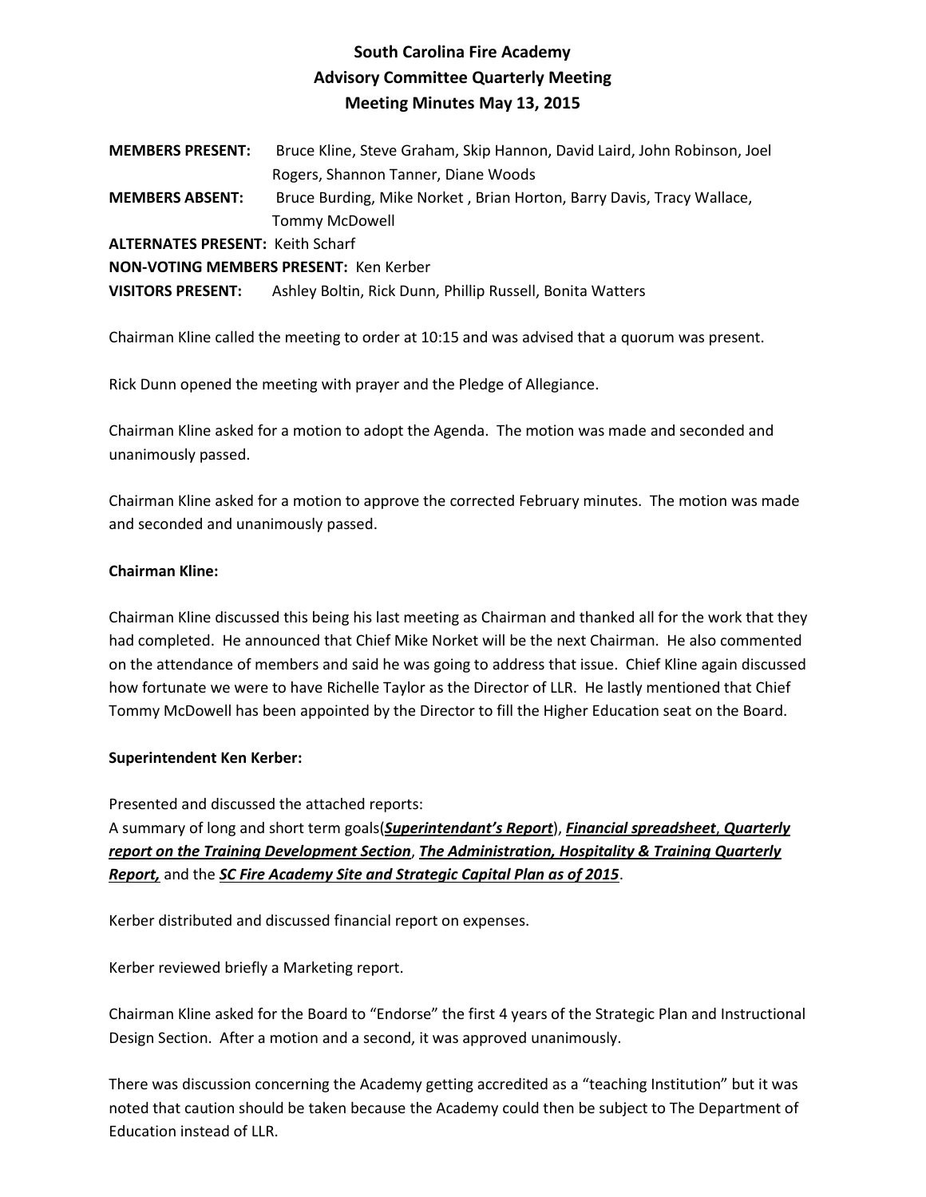# South Carolina Fire Academy
## Advisory Committee Quarterly Meeting
## Meeting Minutes May 13, 2015

**MEMBERS PRESENT:** Bruce Kline, Steve Graham, Skip Hannon, David Laird, John Robinson, Joel Rogers, Shannon Tanner, Diane Woods

**MEMBERS ABSENT:** Bruce Burding, Mike Norket , Brian Horton, Barry Davis, Tracy Wallace, Tommy McDowell

**ALTERNATES PRESENT:** Keith Scharf

**NON-VOTING MEMBERS PRESENT:** Ken Kerber

**VISITORS PRESENT:** Ashley Boltin, Rick Dunn, Phillip Russell, Bonita Watters

Chairman Kline called the meeting to order at 10:15 and was advised that a quorum was present.

Rick Dunn opened the meeting with prayer and the Pledge of Allegiance.

Chairman Kline asked for a motion to adopt the Agenda. The motion was made and seconded and unanimously passed.

Chairman Kline asked for a motion to approve the corrected February minutes. The motion was made and seconded and unanimously passed.

**Chairman Kline:**

Chairman Kline discussed this being his last meeting as Chairman and thanked all for the work that they had completed. He announced that Chief Mike Norket will be the next Chairman. He also commented on the attendance of members and said he was going to address that issue. Chief Kline again discussed how fortunate we were to have Richelle Taylor as the Director of LLR. He lastly mentioned that Chief Tommy McDowell has been appointed by the Director to fill the Higher Education seat on the Board.

**Superintendent Ken Kerber:**

Presented and discussed the attached reports:
A summary of long and short term goals(***Superintendant's Report***), ***Financial spreadsheet***, ***Quarterly report on the Training Development Section***, ***The Administration, Hospitality & Training Quarterly Report,*** and the ***SC Fire Academy Site and Strategic Capital Plan as of 2015***.

Kerber distributed and discussed financial report on expenses.

Kerber reviewed briefly a Marketing report.

Chairman Kline asked for the Board to "Endorse" the first 4 years of the Strategic Plan and Instructional Design Section. After a motion and a second, it was approved unanimously.

There was discussion concerning the Academy getting accredited as a "teaching Institution" but it was noted that caution should be taken because the Academy could then be subject to The Department of Education instead of LLR.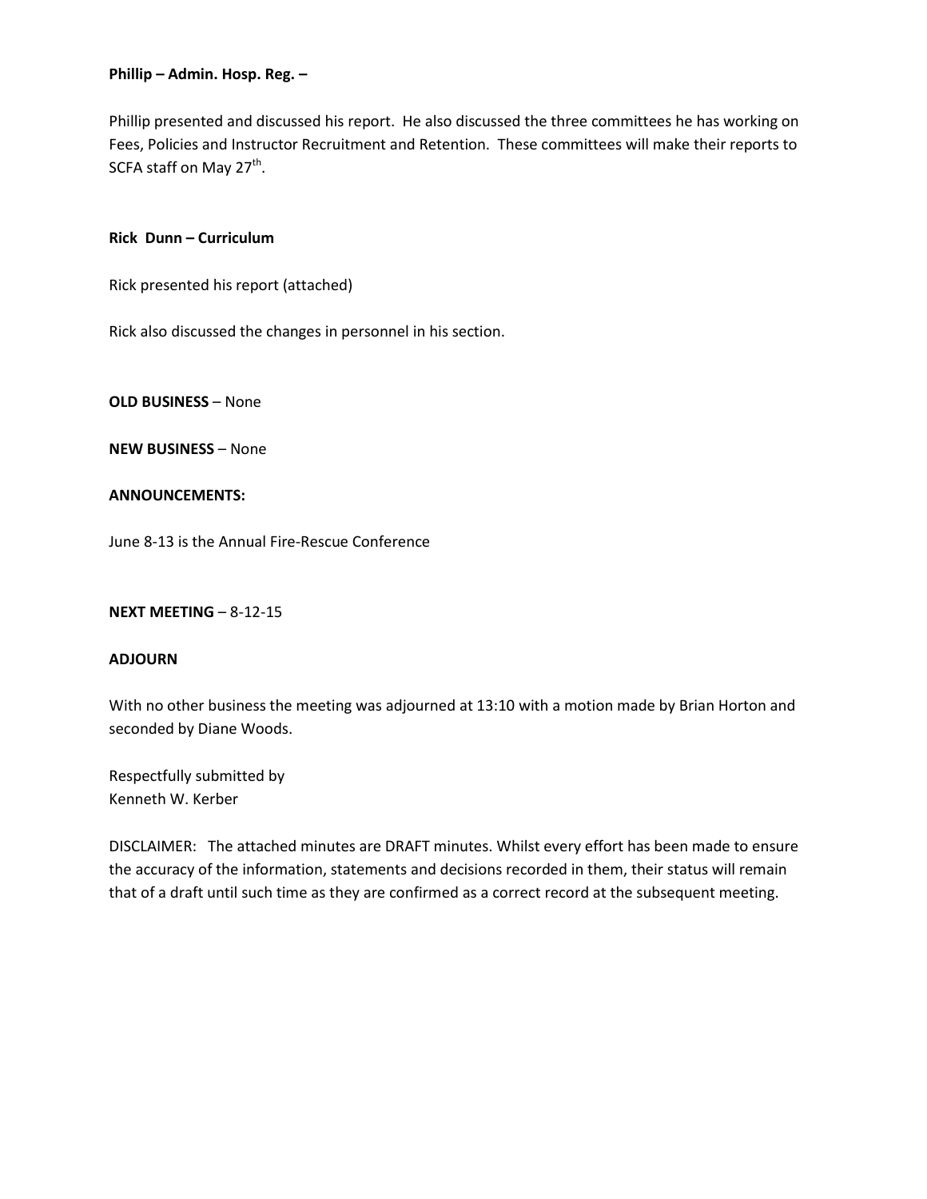**Phillip – Admin. Hosp. Reg. –**

Phillip presented and discussed his report. He also discussed the three committees he has working on Fees, Policies and Instructor Recruitment and Retention. These committees will make their reports to SCFA staff on May 27th.

**Rick Dunn – Curriculum**

Rick presented his report (attached)

Rick also discussed the changes in personnel in his section.

**OLD BUSINESS** – None

**NEW BUSINESS** – None

**ANNOUNCEMENTS:**

June 8-13 is the Annual Fire-Rescue Conference

**NEXT MEETING** – 8-12-15

**ADJOURN**

With no other business the meeting was adjourned at 13:10 with a motion made by Brian Horton and seconded by Diane Woods.

Respectfully submitted by
Kenneth W. Kerber

DISCLAIMER: The attached minutes are DRAFT minutes. Whilst every effort has been made to ensure the accuracy of the information, statements and decisions recorded in them, their status will remain that of a draft until such time as they are confirmed as a correct record at the subsequent meeting.